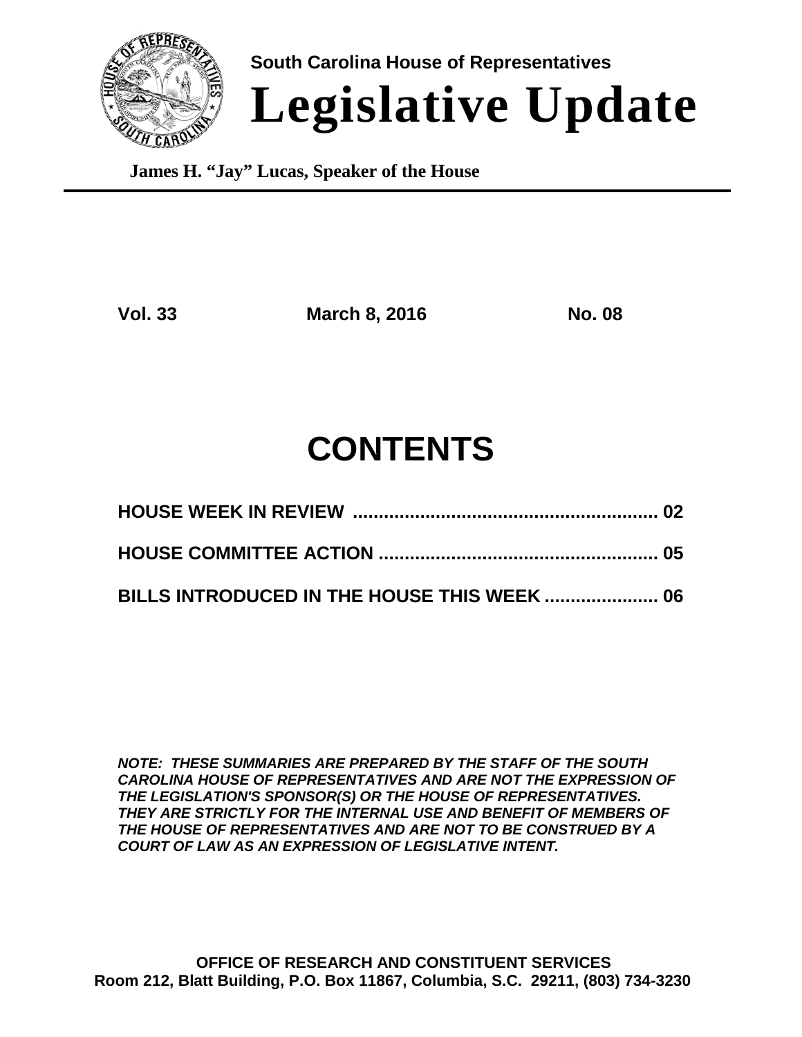South Carolina House of Representatives

# Legislative Update

**James H. "Jay" Lucas, Speaker of the House**

**Vol. 33** **March 8, 2016** **No. 08**

## CONTENTS

**HOUSE WEEK IN REVIEW ............................................................ 02**

**HOUSE COMMITTEE ACTION ...................................................... 05**

**BILLS INTRODUCED IN THE HOUSE THIS WEEK ...................... 06**

***NOTE: THESE SUMMARIES ARE PREPARED BY THE STAFF OF THE SOUTH CAROLINA HOUSE OF REPRESENTATIVES AND ARE NOT THE EXPRESSION OF THE LEGISLATION'S SPONSOR(S) OR THE HOUSE OF REPRESENTATIVES. THEY ARE STRICTLY FOR THE INTERNAL USE AND BENEFIT OF MEMBERS OF THE HOUSE OF REPRESENTATIVES AND ARE NOT TO BE CONSTRUED BY A COURT OF LAW AS AN EXPRESSION OF LEGISLATIVE INTENT.***

**OFFICE OF RESEARCH AND CONSTITUENT SERVICES**
**Room 212, Blatt Building, P.O. Box 11867, Columbia, S.C. 29211, (803) 734-3230**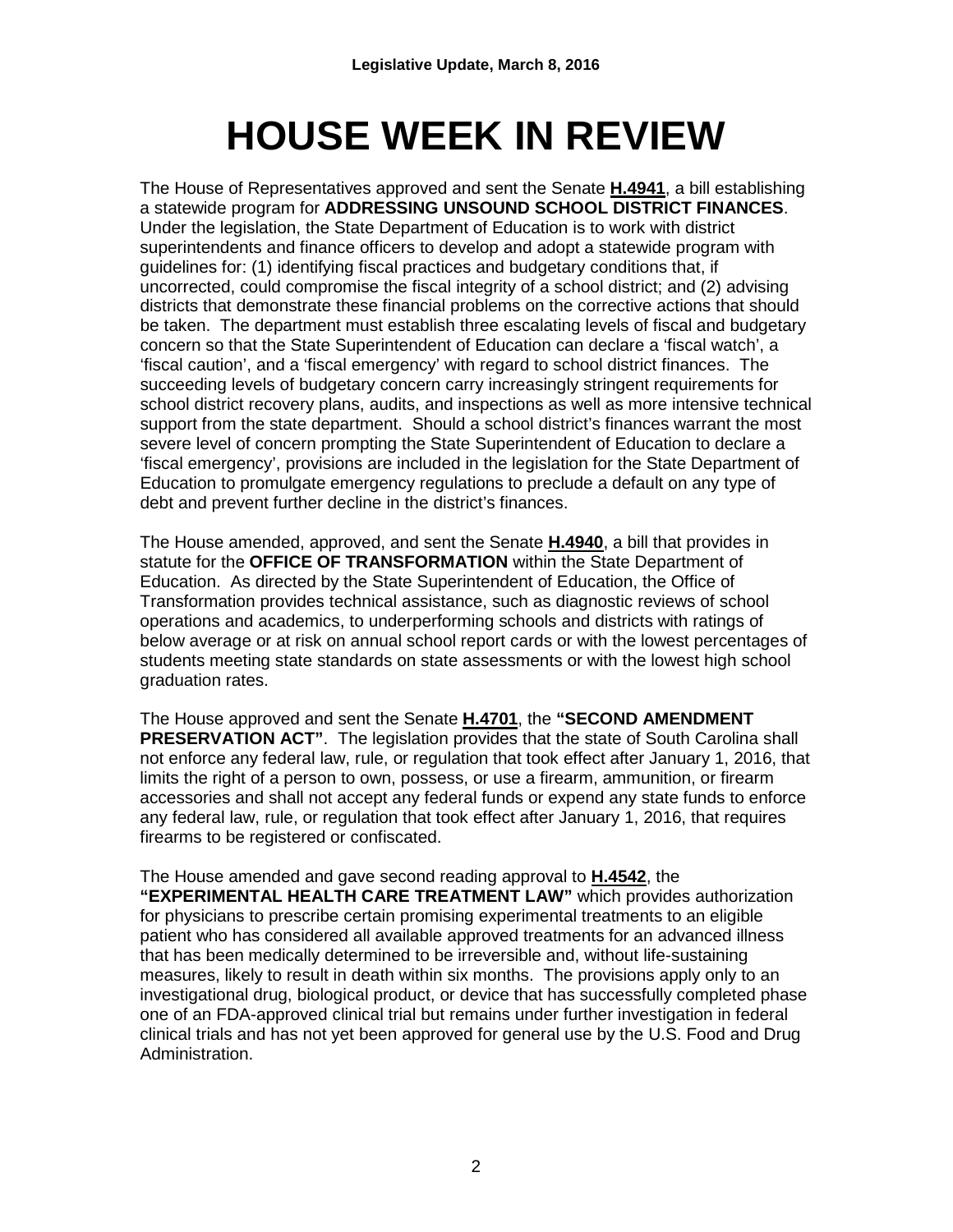# HOUSE WEEK IN REVIEW

The House of Representatives approved and sent the Senate **H.4941**, a bill establishing a statewide program for **ADDRESSING UNSOUND SCHOOL DISTRICT FINANCES**. Under the legislation, the State Department of Education is to work with district superintendents and finance officers to develop and adopt a statewide program with guidelines for: (1) identifying fiscal practices and budgetary conditions that, if uncorrected, could compromise the fiscal integrity of a school district; and (2) advising districts that demonstrate these financial problems on the corrective actions that should be taken. The department must establish three escalating levels of fiscal and budgetary concern so that the State Superintendent of Education can declare a 'fiscal watch', a 'fiscal caution', and a 'fiscal emergency' with regard to school district finances. The succeeding levels of budgetary concern carry increasingly stringent requirements for school district recovery plans, audits, and inspections as well as more intensive technical support from the state department. Should a school district's finances warrant the most severe level of concern prompting the State Superintendent of Education to declare a 'fiscal emergency', provisions are included in the legislation for the State Department of Education to promulgate emergency regulations to preclude a default on any type of debt and prevent further decline in the district's finances.

The House amended, approved, and sent the Senate **H.4940**, a bill that provides in statute for the **OFFICE OF TRANSFORMATION** within the State Department of Education. As directed by the State Superintendent of Education, the Office of Transformation provides technical assistance, such as diagnostic reviews of school operations and academics, to underperforming schools and districts with ratings of below average or at risk on annual school report cards or with the lowest percentages of students meeting state standards on state assessments or with the lowest high school graduation rates.

The House approved and sent the Senate **H.4701**, the **"SECOND AMENDMENT PRESERVATION ACT"**. The legislation provides that the state of South Carolina shall not enforce any federal law, rule, or regulation that took effect after January 1, 2016, that limits the right of a person to own, possess, or use a firearm, ammunition, or firearm accessories and shall not accept any federal funds or expend any state funds to enforce any federal law, rule, or regulation that took effect after January 1, 2016, that requires firearms to be registered or confiscated.

The House amended and gave second reading approval to **H.4542**, the **"EXPERIMENTAL HEALTH CARE TREATMENT LAW"** which provides authorization for physicians to prescribe certain promising experimental treatments to an eligible patient who has considered all available approved treatments for an advanced illness that has been medically determined to be irreversible and, without life-sustaining measures, likely to result in death within six months. The provisions apply only to an investigational drug, biological product, or device that has successfully completed phase one of an FDA-approved clinical trial but remains under further investigation in federal clinical trials and has not yet been approved for general use by the U.S. Food and Drug Administration.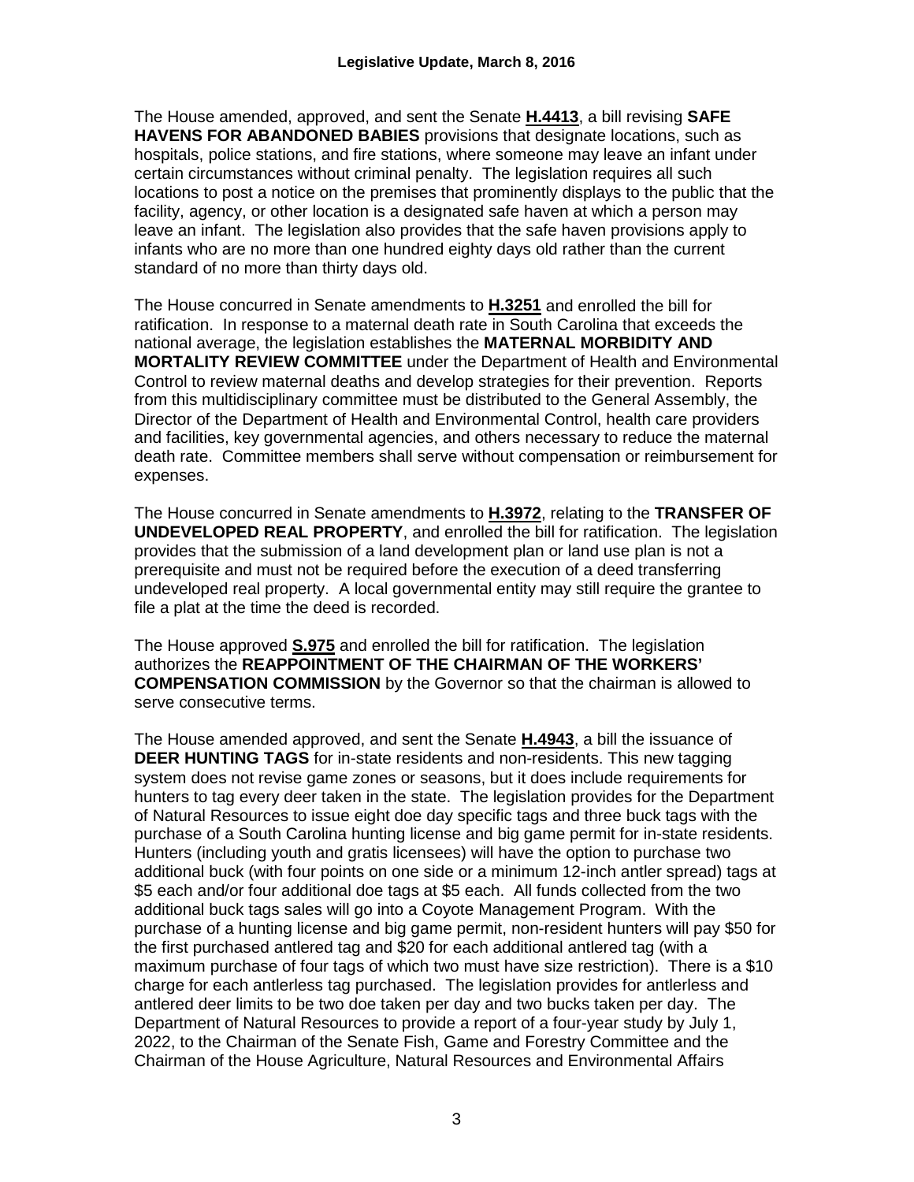The House amended, approved, and sent the Senate **H.4413**, a bill revising **SAFE HAVENS FOR ABANDONED BABIES** provisions that designate locations, such as hospitals, police stations, and fire stations, where someone may leave an infant under certain circumstances without criminal penalty. The legislation requires all such locations to post a notice on the premises that prominently displays to the public that the facility, agency, or other location is a designated safe haven at which a person may leave an infant. The legislation also provides that the safe haven provisions apply to infants who are no more than one hundred eighty days old rather than the current standard of no more than thirty days old.

The House concurred in Senate amendments to **H.3251** and enrolled the bill for ratification. In response to a maternal death rate in South Carolina that exceeds the national average, the legislation establishes the **MATERNAL MORBIDITY AND MORTALITY REVIEW COMMITTEE** under the Department of Health and Environmental Control to review maternal deaths and develop strategies for their prevention. Reports from this multidisciplinary committee must be distributed to the General Assembly, the Director of the Department of Health and Environmental Control, health care providers and facilities, key governmental agencies, and others necessary to reduce the maternal death rate. Committee members shall serve without compensation or reimbursement for expenses.

The House concurred in Senate amendments to **H.3972**, relating to the **TRANSFER OF UNDEVELOPED REAL PROPERTY**, and enrolled the bill for ratification. The legislation provides that the submission of a land development plan or land use plan is not a prerequisite and must not be required before the execution of a deed transferring undeveloped real property. A local governmental entity may still require the grantee to file a plat at the time the deed is recorded.

The House approved **S.975** and enrolled the bill for ratification. The legislation authorizes the **REAPPOINTMENT OF THE CHAIRMAN OF THE WORKERS' COMPENSATION COMMISSION** by the Governor so that the chairman is allowed to serve consecutive terms.

The House amended approved, and sent the Senate **H.4943**, a bill the issuance of **DEER HUNTING TAGS** for in-state residents and non-residents. This new tagging system does not revise game zones or seasons, but it does include requirements for hunters to tag every deer taken in the state. The legislation provides for the Department of Natural Resources to issue eight doe day specific tags and three buck tags with the purchase of a South Carolina hunting license and big game permit for in-state residents. Hunters (including youth and gratis licensees) will have the option to purchase two additional buck (with four points on one side or a minimum 12-inch antler spread) tags at $5 each and/or four additional doe tags at $5 each. All funds collected from the two additional buck tags sales will go into a Coyote Management Program. With the purchase of a hunting license and big game permit, non-resident hunters will pay $50 for the first purchased antlered tag and $20 for each additional antlered tag (with a maximum purchase of four tags of which two must have size restriction). There is a $10 charge for each antlerless tag purchased. The legislation provides for antlerless and antlered deer limits to be two doe taken per day and two bucks taken per day. The Department of Natural Resources to provide a report of a four-year study by July 1, 2022, to the Chairman of the Senate Fish, Game and Forestry Committee and the Chairman of the House Agriculture, Natural Resources and Environmental Affairs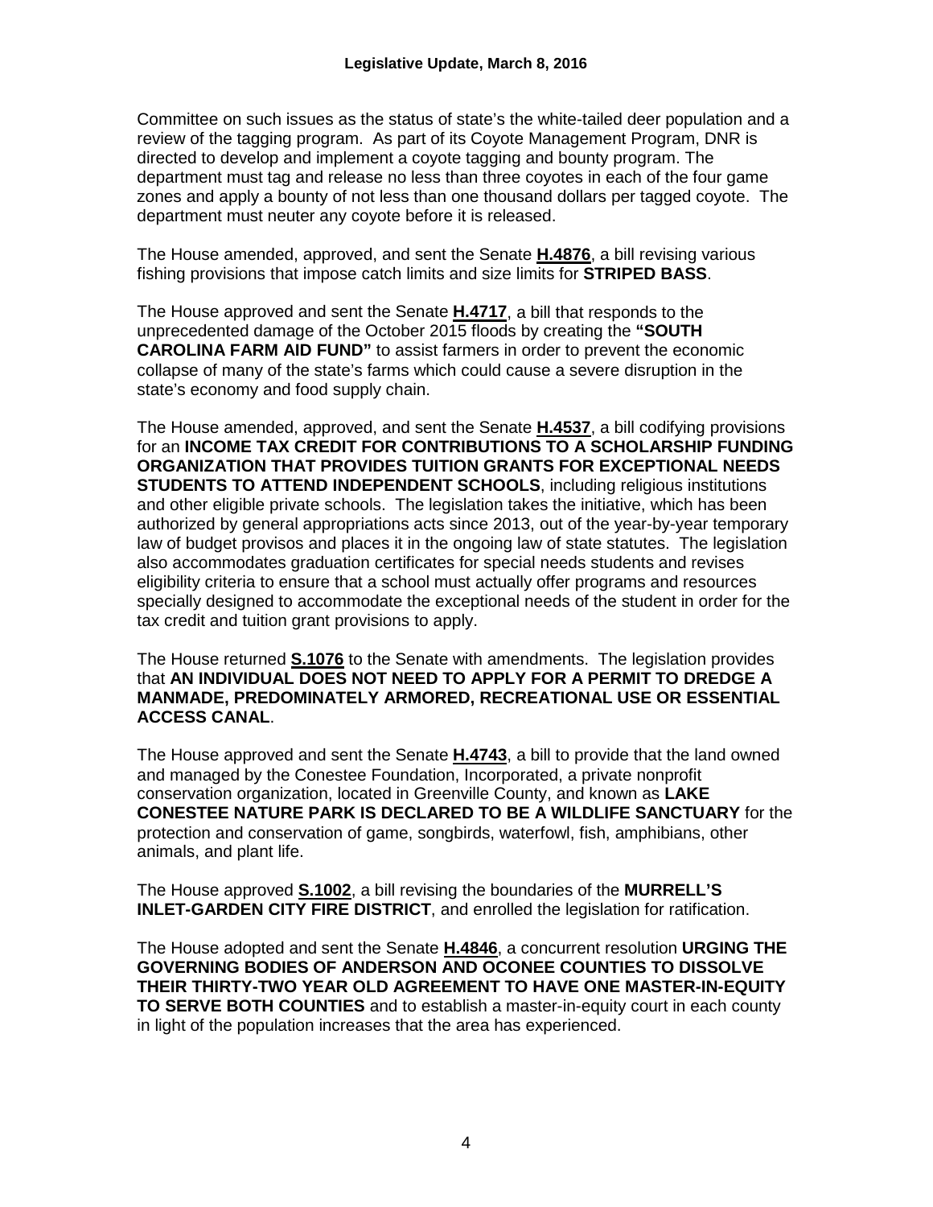Committee on such issues as the status of state's the white-tailed deer population and a review of the tagging program. As part of its Coyote Management Program, DNR is directed to develop and implement a coyote tagging and bounty program. The department must tag and release no less than three coyotes in each of the four game zones and apply a bounty of not less than one thousand dollars per tagged coyote. The department must neuter any coyote before it is released.

The House amended, approved, and sent the Senate **H.4876**, a bill revising various fishing provisions that impose catch limits and size limits for **STRIPED BASS**.

The House approved and sent the Senate **H.4717**, a bill that responds to the unprecedented damage of the October 2015 floods by creating the **"SOUTH CAROLINA FARM AID FUND"** to assist farmers in order to prevent the economic collapse of many of the state's farms which could cause a severe disruption in the state's economy and food supply chain.

The House amended, approved, and sent the Senate **H.4537**, a bill codifying provisions for an **INCOME TAX CREDIT FOR CONTRIBUTIONS TO A SCHOLARSHIP FUNDING ORGANIZATION THAT PROVIDES TUITION GRANTS FOR EXCEPTIONAL NEEDS STUDENTS TO ATTEND INDEPENDENT SCHOOLS**, including religious institutions and other eligible private schools. The legislation takes the initiative, which has been authorized by general appropriations acts since 2013, out of the year-by-year temporary law of budget provisos and places it in the ongoing law of state statutes. The legislation also accommodates graduation certificates for special needs students and revises eligibility criteria to ensure that a school must actually offer programs and resources specially designed to accommodate the exceptional needs of the student in order for the tax credit and tuition grant provisions to apply.

The House returned **S.1076** to the Senate with amendments. The legislation provides that **AN INDIVIDUAL DOES NOT NEED TO APPLY FOR A PERMIT TO DREDGE A MANMADE, PREDOMINATELY ARMORED, RECREATIONAL USE OR ESSENTIAL ACCESS CANAL**.

The House approved and sent the Senate **H.4743**, a bill to provide that the land owned and managed by the Conestee Foundation, Incorporated, a private nonprofit conservation organization, located in Greenville County, and known as **LAKE CONESTEE NATURE PARK IS DECLARED TO BE A WILDLIFE SANCTUARY** for the protection and conservation of game, songbirds, waterfowl, fish, amphibians, other animals, and plant life.

The House approved **S.1002**, a bill revising the boundaries of the **MURRELL'S INLET-GARDEN CITY FIRE DISTRICT**, and enrolled the legislation for ratification.

The House adopted and sent the Senate **H.4846**, a concurrent resolution **URGING THE GOVERNING BODIES OF ANDERSON AND OCONEE COUNTIES TO DISSOLVE THEIR THIRTY-TWO YEAR OLD AGREEMENT TO HAVE ONE MASTER-IN-EQUITY TO SERVE BOTH COUNTIES** and to establish a master-in-equity court in each county in light of the population increases that the area has experienced.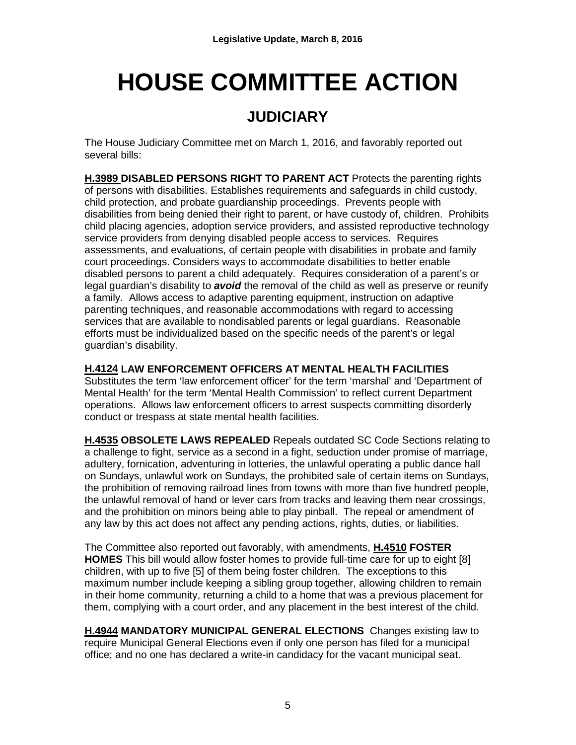# HOUSE COMMITTEE ACTION

## JUDICIARY

The House Judiciary Committee met on March 1, 2016, and favorably reported out several bills:

**H.3989 DISABLED PERSONS RIGHT TO PARENT ACT** Protects the parenting rights of persons with disabilities. Establishes requirements and safeguards in child custody, child protection, and probate guardianship proceedings. Prevents people with disabilities from being denied their right to parent, or have custody of, children. Prohibits child placing agencies, adoption service providers, and assisted reproductive technology service providers from denying disabled people access to services. Requires assessments, and evaluations, of certain people with disabilities in probate and family court proceedings. Considers ways to accommodate disabilities to better enable disabled persons to parent a child adequately. Requires consideration of a parent's or legal guardian's disability to ***avoid*** the removal of the child as well as preserve or reunify a family. Allows access to adaptive parenting equipment, instruction on adaptive parenting techniques, and reasonable accommodations with regard to accessing services that are available to nondisabled parents or legal guardians. Reasonable efforts must be individualized based on the specific needs of the parent's or legal guardian's disability.

**H.4124 LAW ENFORCEMENT OFFICERS AT MENTAL HEALTH FACILITIES** Substitutes the term 'law enforcement officer' for the term 'marshal' and 'Department of Mental Health' for the term 'Mental Health Commission' to reflect current Department operations. Allows law enforcement officers to arrest suspects committing disorderly conduct or trespass at state mental health facilities.

**H.4535 OBSOLETE LAWS REPEALED** Repeals outdated SC Code Sections relating to a challenge to fight, service as a second in a fight, seduction under promise of marriage, adultery, fornication, adventuring in lotteries, the unlawful operating a public dance hall on Sundays, unlawful work on Sundays, the prohibited sale of certain items on Sundays, the prohibition of removing railroad lines from towns with more than five hundred people, the unlawful removal of hand or lever cars from tracks and leaving them near crossings, and the prohibition on minors being able to play pinball. The repeal or amendment of any law by this act does not affect any pending actions, rights, duties, or liabilities.

The Committee also reported out favorably, with amendments, **H.4510 FOSTER HOMES** This bill would allow foster homes to provide full-time care for up to eight [8] children, with up to five [5] of them being foster children. The exceptions to this maximum number include keeping a sibling group together, allowing children to remain in their home community, returning a child to a home that was a previous placement for them, complying with a court order, and any placement in the best interest of the child.

**H.4944 MANDATORY MUNICIPAL GENERAL ELECTIONS** Changes existing law to require Municipal General Elections even if only one person has filed for a municipal office; and no one has declared a write-in candidacy for the vacant municipal seat.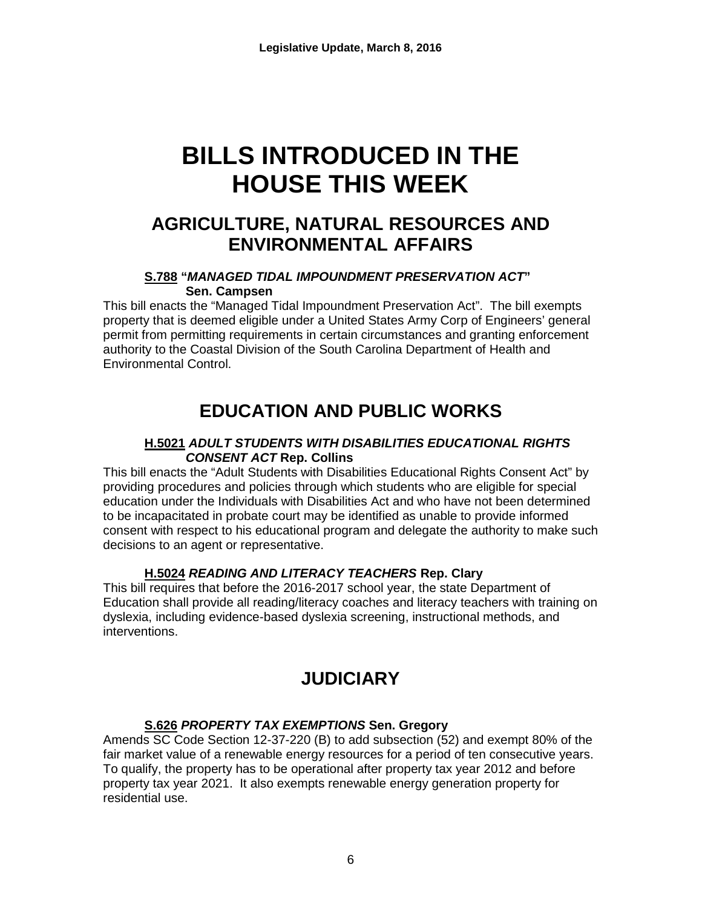# BILLS INTRODUCED IN THE HOUSE THIS WEEK

## AGRICULTURE, NATURAL RESOURCES AND ENVIRONMENTAL AFFAIRS

**S.788 "*MANAGED TIDAL IMPOUNDMENT PRESERVATION ACT*" Sen. Campsen**

This bill enacts the "Managed Tidal Impoundment Preservation Act". The bill exempts property that is deemed eligible under a United States Army Corp of Engineers' general permit from permitting requirements in certain circumstances and granting enforcement authority to the Coastal Division of the South Carolina Department of Health and Environmental Control.

## EDUCATION AND PUBLIC WORKS

**H.5021 *ADULT STUDENTS WITH DISABILITIES EDUCATIONAL RIGHTS CONSENT ACT* Rep. Collins**

This bill enacts the "Adult Students with Disabilities Educational Rights Consent Act" by providing procedures and policies through which students who are eligible for special education under the Individuals with Disabilities Act and who have not been determined to be incapacitated in probate court may be identified as unable to provide informed consent with respect to his educational program and delegate the authority to make such decisions to an agent or representative.

**H.5024 *READING AND LITERACY TEACHERS* Rep. Clary**

This bill requires that before the 2016-2017 school year, the state Department of Education shall provide all reading/literacy coaches and literacy teachers with training on dyslexia, including evidence-based dyslexia screening, instructional methods, and interventions.

## JUDICIARY

**S.626 *PROPERTY TAX EXEMPTIONS* Sen. Gregory**

Amends SC Code Section 12-37-220 (B) to add subsection (52) and exempt 80% of the fair market value of a renewable energy resources for a period of ten consecutive years. To qualify, the property has to be operational after property tax year 2012 and before property tax year 2021. It also exempts renewable energy generation property for residential use.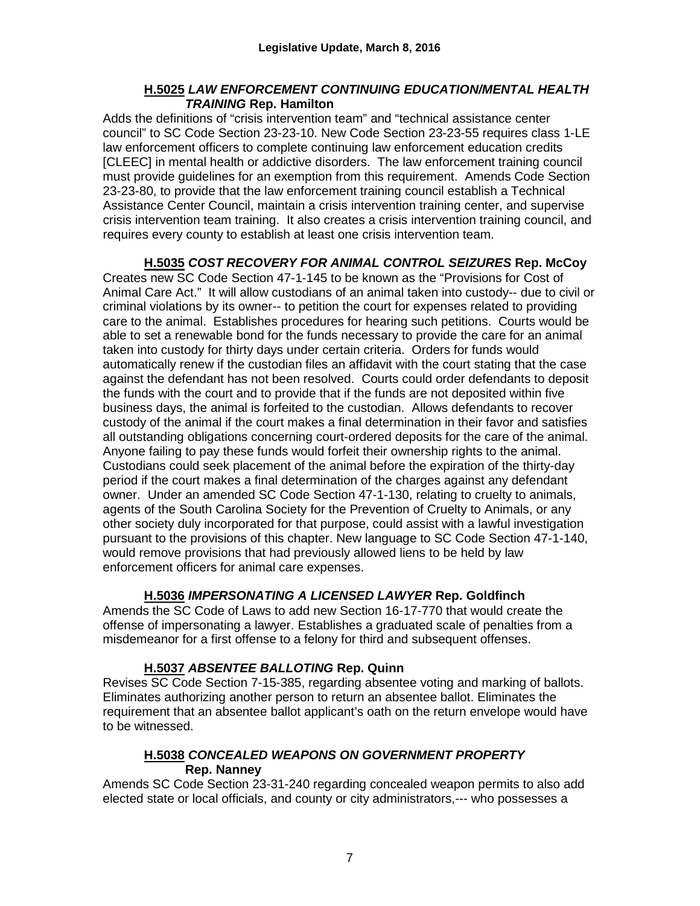### **H.5025** ***LAW ENFORCEMENT CONTINUING EDUCATION/MENTAL HEALTH TRAINING*** **Rep. Hamilton**

Adds the definitions of "crisis intervention team" and "technical assistance center council" to SC Code Section 23-23-10. New Code Section 23-23-55 requires class 1-LE law enforcement officers to complete continuing law enforcement education credits [CLEEC] in mental health or addictive disorders. The law enforcement training council must provide guidelines for an exemption from this requirement. Amends Code Section 23-23-80, to provide that the law enforcement training council establish a Technical Assistance Center Council, maintain a crisis intervention training center, and supervise crisis intervention team training. It also creates a crisis intervention training council, and requires every county to establish at least one crisis intervention team.

### **H.5035** ***COST RECOVERY FOR ANIMAL CONTROL SEIZURES*** **Rep. McCoy**

Creates new SC Code Section 47-1-145 to be known as the "Provisions for Cost of Animal Care Act." It will allow custodians of an animal taken into custody-- due to civil or criminal violations by its owner-- to petition the court for expenses related to providing care to the animal. Establishes procedures for hearing such petitions. Courts would be able to set a renewable bond for the funds necessary to provide the care for an animal taken into custody for thirty days under certain criteria. Orders for funds would automatically renew if the custodian files an affidavit with the court stating that the case against the defendant has not been resolved. Courts could order defendants to deposit the funds with the court and to provide that if the funds are not deposited within five business days, the animal is forfeited to the custodian. Allows defendants to recover custody of the animal if the court makes a final determination in their favor and satisfies all outstanding obligations concerning court-ordered deposits for the care of the animal. Anyone failing to pay these funds would forfeit their ownership rights to the animal. Custodians could seek placement of the animal before the expiration of the thirty-day period if the court makes a final determination of the charges against any defendant owner. Under an amended SC Code Section 47-1-130, relating to cruelty to animals, agents of the South Carolina Society for the Prevention of Cruelty to Animals, or any other society duly incorporated for that purpose, could assist with a lawful investigation pursuant to the provisions of this chapter. New language to SC Code Section 47-1-140, would remove provisions that had previously allowed liens to be held by law enforcement officers for animal care expenses.

### **H.5036** ***IMPERSONATING A LICENSED LAWYER*** **Rep. Goldfinch**

Amends the SC Code of Laws to add new Section 16-17-770 that would create the offense of impersonating a lawyer. Establishes a graduated scale of penalties from a misdemeanor for a first offense to a felony for third and subsequent offenses.

### **H.5037** ***ABSENTEE BALLOTING*** **Rep. Quinn**

Revises SC Code Section 7-15-385, regarding absentee voting and marking of ballots. Eliminates authorizing another person to return an absentee ballot. Eliminates the requirement that an absentee ballot applicant's oath on the return envelope would have to be witnessed.

### **H.5038** ***CONCEALED WEAPONS ON GOVERNMENT PROPERTY*** **Rep. Nanney**

Amends SC Code Section 23-31-240 regarding concealed weapon permits to also add elected state or local officials, and county or city administrators,--- who possesses a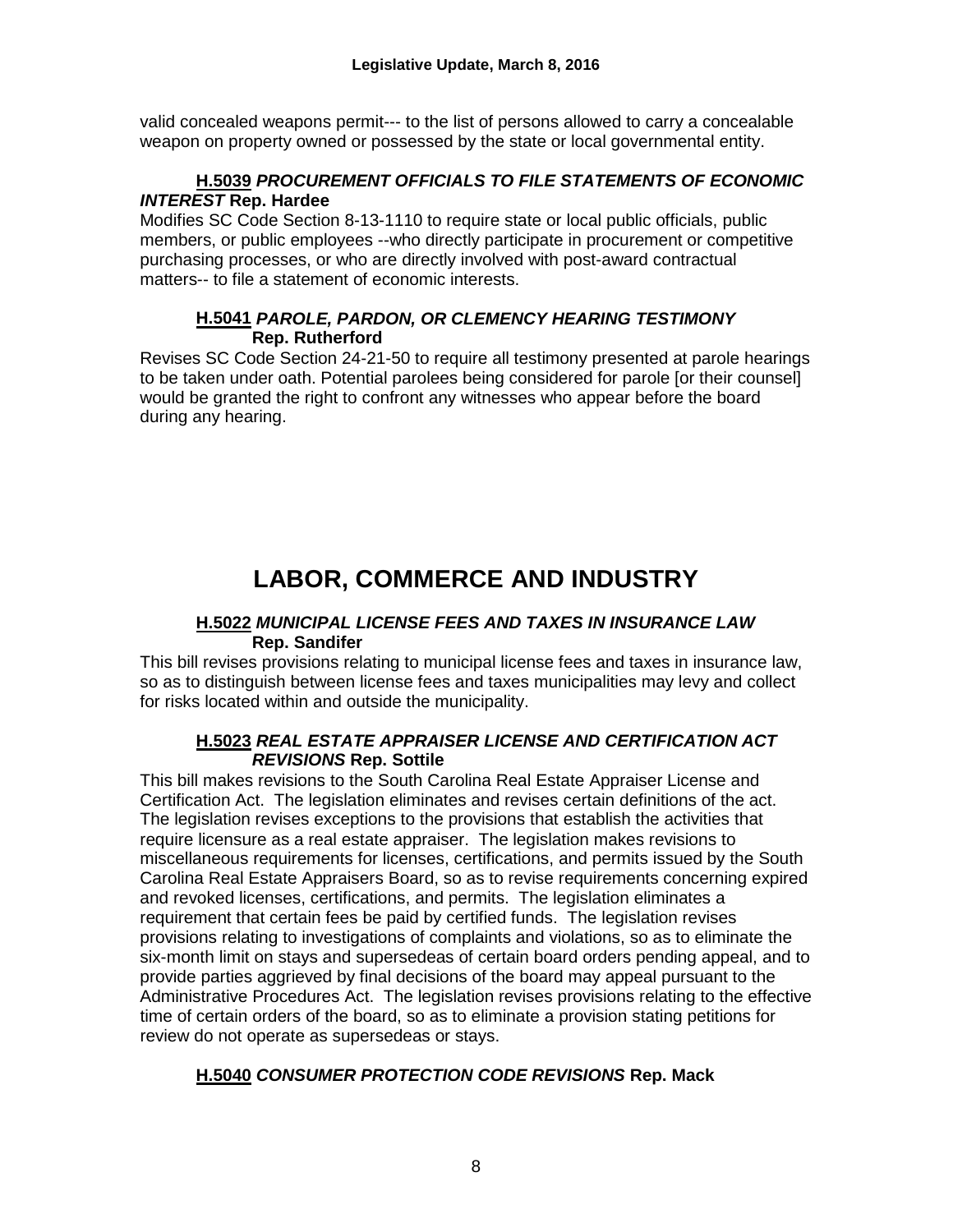valid concealed weapons permit--- to the list of persons allowed to carry a concealable weapon on property owned or possessed by the state or local governmental entity.

**H.5039** ***PROCUREMENT OFFICIALS TO FILE STATEMENTS OF ECONOMIC INTEREST*** **Rep. Hardee**

Modifies SC Code Section 8-13-1110 to require state or local public officials, public members, or public employees --who directly participate in procurement or competitive purchasing processes, or who are directly involved with post-award contractual matters-- to file a statement of economic interests.

**H.5041** ***PAROLE, PARDON, OR CLEMENCY HEARING TESTIMONY*** **Rep. Rutherford**

Revises SC Code Section 24-21-50 to require all testimony presented at parole hearings to be taken under oath. Potential parolees being considered for parole [or their counsel] would be granted the right to confront any witnesses who appear before the board during any hearing.

# LABOR, COMMERCE AND INDUSTRY

**H.5022** ***MUNICIPAL LICENSE FEES AND TAXES IN INSURANCE LAW*** **Rep. Sandifer**

This bill revises provisions relating to municipal license fees and taxes in insurance law, so as to distinguish between license fees and taxes municipalities may levy and collect for risks located within and outside the municipality.

**H.5023** ***REAL ESTATE APPRAISER LICENSE AND CERTIFICATION ACT REVISIONS*** **Rep. Sottile**

This bill makes revisions to the South Carolina Real Estate Appraiser License and Certification Act. The legislation eliminates and revises certain definitions of the act. The legislation revises exceptions to the provisions that establish the activities that require licensure as a real estate appraiser. The legislation makes revisions to miscellaneous requirements for licenses, certifications, and permits issued by the South Carolina Real Estate Appraisers Board, so as to revise requirements concerning expired and revoked licenses, certifications, and permits. The legislation eliminates a requirement that certain fees be paid by certified funds. The legislation revises provisions relating to investigations of complaints and violations, so as to eliminate the six-month limit on stays and supersedeas of certain board orders pending appeal, and to provide parties aggrieved by final decisions of the board may appeal pursuant to the Administrative Procedures Act. The legislation revises provisions relating to the effective time of certain orders of the board, so as to eliminate a provision stating petitions for review do not operate as supersedeas or stays.

**H.5040** ***CONSUMER PROTECTION CODE REVISIONS*** **Rep. Mack**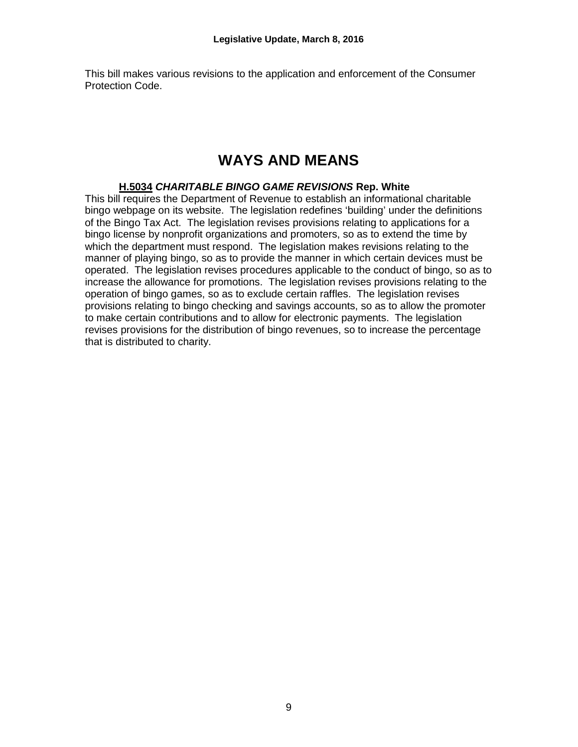This bill makes various revisions to the application and enforcement of the Consumer Protection Code.

# WAYS AND MEANS

**H.5034** ***CHARITABLE BINGO GAME REVISIONS*** **Rep. White**

This bill requires the Department of Revenue to establish an informational charitable bingo webpage on its website. The legislation redefines 'building' under the definitions of the Bingo Tax Act. The legislation revises provisions relating to applications for a bingo license by nonprofit organizations and promoters, so as to extend the time by which the department must respond. The legislation makes revisions relating to the manner of playing bingo, so as to provide the manner in which certain devices must be operated. The legislation revises procedures applicable to the conduct of bingo, so as to increase the allowance for promotions. The legislation revises provisions relating to the operation of bingo games, so as to exclude certain raffles. The legislation revises provisions relating to bingo checking and savings accounts, so as to allow the promoter to make certain contributions and to allow for electronic payments. The legislation revises provisions for the distribution of bingo revenues, so to increase the percentage that is distributed to charity.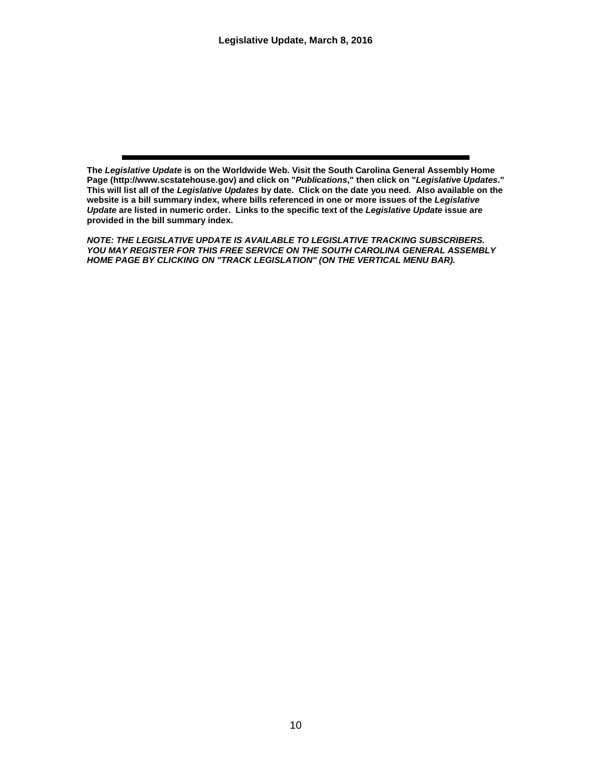---

**The *Legislative Update* is on the Worldwide Web. Visit the South Carolina General Assembly Home Page (http://www.scstatehouse.gov) and click on "*Publications*," then click on "*Legislative Updates*." This will list all of the *Legislative Updates* by date. Click on the date you need. Also available on the website is a bill summary index, where bills referenced in one or more issues of the *Legislative Update* are listed in numeric order. Links to the specific text of the *Legislative Update* issue are provided in the bill summary index.**

***NOTE: THE LEGISLATIVE UPDATE IS AVAILABLE TO LEGISLATIVE TRACKING SUBSCRIBERS. YOU MAY REGISTER FOR THIS FREE SERVICE ON THE SOUTH CAROLINA GENERAL ASSEMBLY HOME PAGE BY CLICKING ON "TRACK LEGISLATION" (ON THE VERTICAL MENU BAR).***